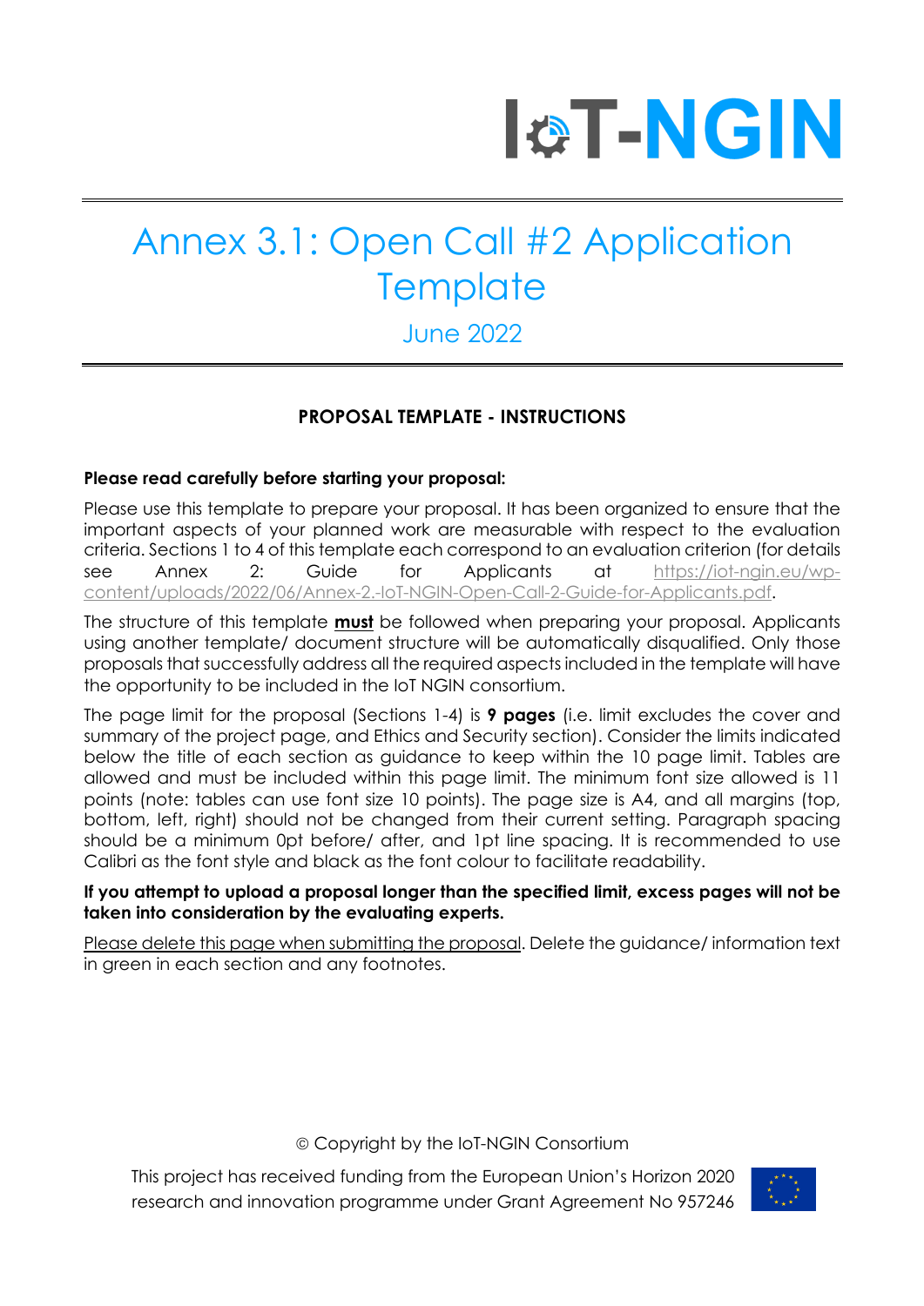# IoT-NGIN

# Annex 3.1: Open Call #2 Application Template

June 2022

## PROPOSAL TEMPLATE - INSTRUCTIONS

**Please read carefully before starting your proposal:**

Please use this template to prepare your proposal. It has been organized to ensure that the important aspects of your planned work are measurable with respect to the evaluation criteria. Sections 1 to 4 of this template each correspond to an evaluation criterion (for details see Annex 2: Guide for Applicants at https://iot-ngin.eu/wp-content/uploads/2022/06/Annex-2.-IoT-NGIN-Open-Call-2-Guide-for-Applicants.pdf.

The structure of this template **must** be followed when preparing your proposal. Applicants using another template/ document structure will be automatically disqualified. Only those proposals that successfully address all the required aspects included in the template will have the opportunity to be included in the IoT NGIN consortium.

The page limit for the proposal (Sections 1-4) is **9 pages** (i.e. limit excludes the cover and summary of the project page, and Ethics and Security section). Consider the limits indicated below the title of each section as guidance to keep within the 10 page limit. Tables are allowed and must be included within this page limit. The minimum font size allowed is 11 points (note: tables can use font size 10 points). The page size is A4, and all margins (top, bottom, left, right) should not be changed from their current setting. Paragraph spacing should be a minimum 0pt before/ after, and 1pt line spacing. It is recommended to use Calibri as the font style and black as the font colour to facilitate readability.

**If you attempt to upload a proposal longer than the specified limit, excess pages will not be taken into consideration by the evaluating experts.**

Please delete this page when submitting the proposal. Delete the guidance/ information text in green in each section and any footnotes.

© Copyright by the IoT-NGIN Consortium

This project has received funding from the European Union's Horizon 2020 research and innovation programme under Grant Agreement No 957246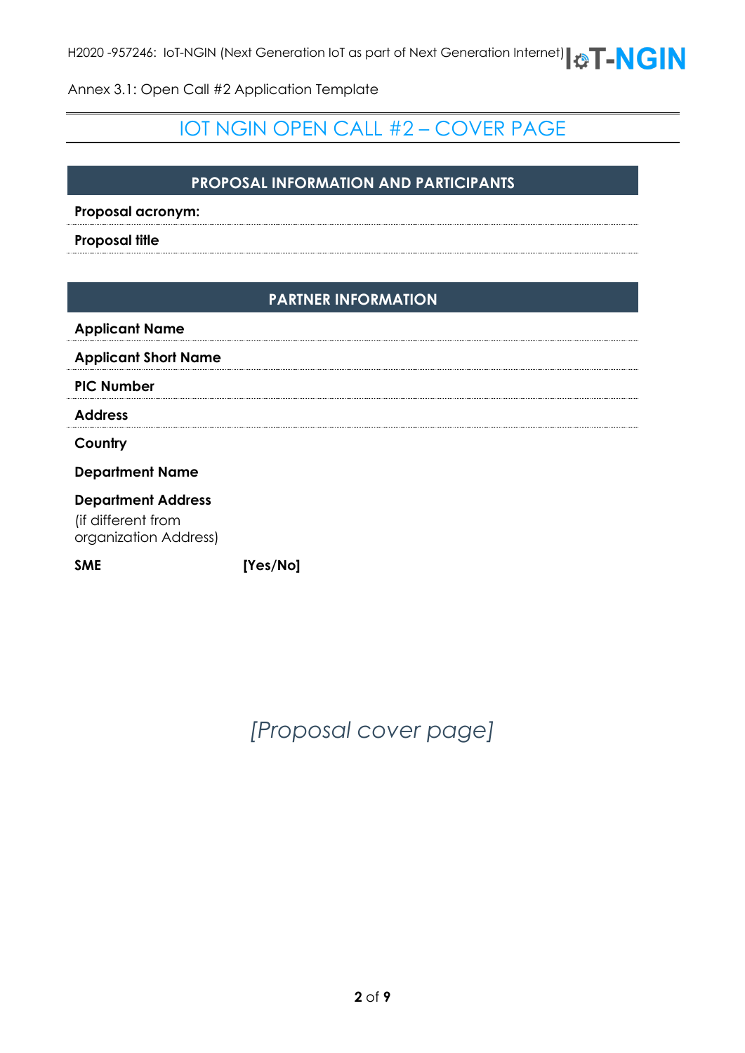Annex 3.1: Open Call #2 Application Template

# IOT NGIN OPEN CALL #2 – COVER PAGE

| PROPOSAL INFORMATION AND PARTICIPANTS | |
|---|---|
| **Proposal acronym:** | |
| **Proposal title** | |

| PARTNER INFORMATION | |
|---|---|
| **Applicant Name** | |
| **Applicant Short Name** | |
| **PIC Number** | |
| **Address** | |
| **Country** | |
| **Department Name** | |
| **Department Address** (if different from organization Address) | |
| **SME** | **[Yes/No]** |

*[Proposal cover page]*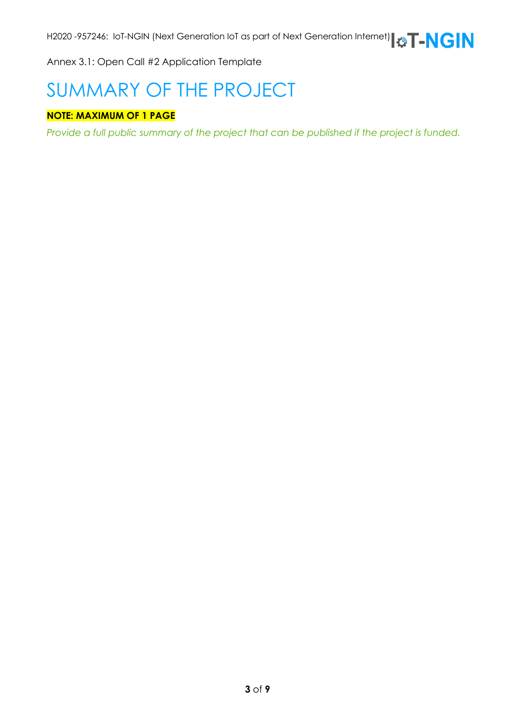# SUMMARY OF THE PROJECT

**NOTE: MAXIMUM OF 1 PAGE**

*Provide a full public summary of the project that can be published if the project is funded.*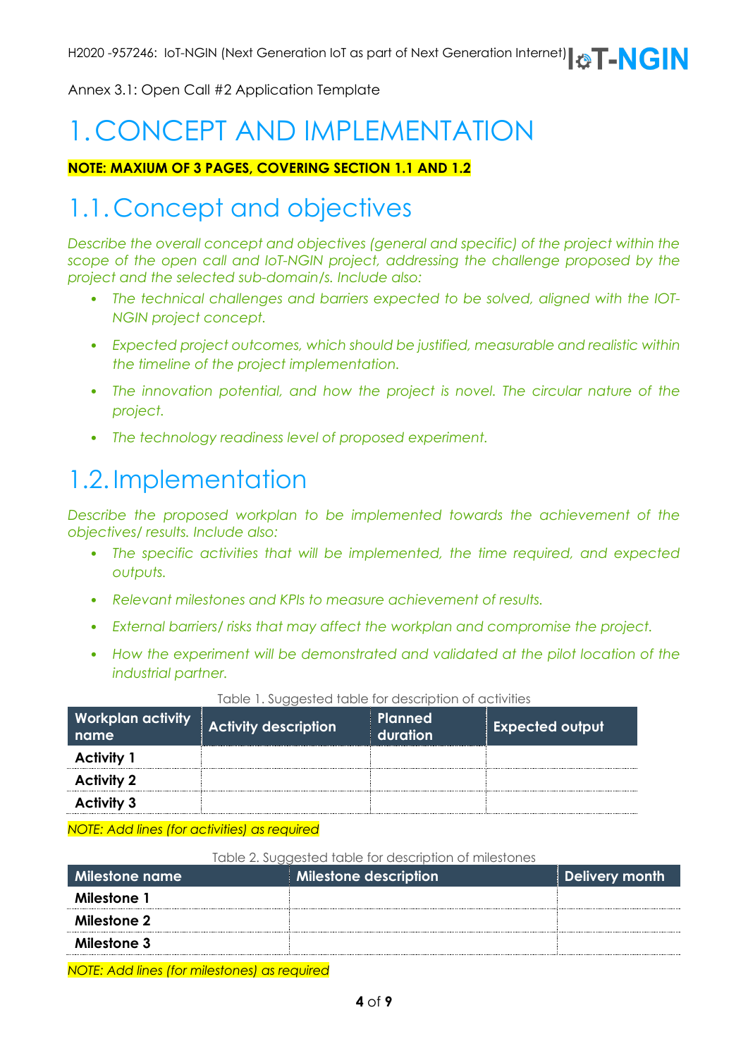Annex 3.1: Open Call #2 Application Template

# 1. CONCEPT AND IMPLEMENTATION

**NOTE: MAXIUM OF 3 PAGES, COVERING SECTION 1.1 AND 1.2**

## 1.1. Concept and objectives

*Describe the overall concept and objectives (general and specific) of the project within the scope of the open call and IoT-NGIN project, addressing the challenge proposed by the project and the selected sub-domain/s. Include also:*

- *The technical challenges and barriers expected to be solved, aligned with the IOT-NGIN project concept.*
- *Expected project outcomes, which should be justified, measurable and realistic within the timeline of the project implementation.*
- *The innovation potential, and how the project is novel. The circular nature of the project.*
- *The technology readiness level of proposed experiment.*

## 1.2. Implementation

*Describe the proposed workplan to be implemented towards the achievement of the objectives/ results. Include also:*

- *The specific activities that will be implemented, the time required, and expected outputs.*
- *Relevant milestones and KPIs to measure achievement of results.*
- *External barriers/ risks that may affect the workplan and compromise the project.*
- *How the experiment will be demonstrated and validated at the pilot location of the industrial partner.*

Table 1. Suggested table for description of activities

| Workplan activity name | Activity description | Planned duration | Expected output |
|---|---|---|---|
| **Activity 1** | | | |
| **Activity 2** | | | |
| **Activity 3** | | | |

*NOTE: Add lines (for activities) as required*

Table 2. Suggested table for description of milestones

| Milestone name | Milestone description | Delivery month |
|---|---|---|
| **Milestone 1** | | |
| **Milestone 2** | | |
| **Milestone 3** | | |

*NOTE: Add lines (for milestones) as required*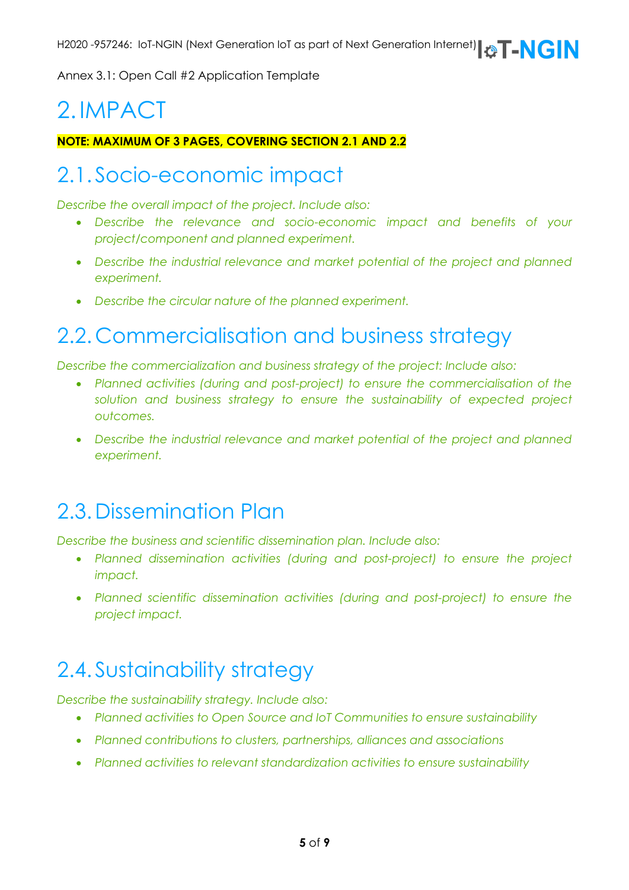# 2. IMPACT

**NOTE: MAXIMUM OF 3 PAGES, COVERING SECTION 2.1 AND 2.2**

## 2.1. Socio-economic impact

*Describe the overall impact of the project. Include also:*

- *Describe the relevance and socio-economic impact and benefits of your project/component and planned experiment.*
- *Describe the industrial relevance and market potential of the project and planned experiment.*
- *Describe the circular nature of the planned experiment.*

## 2.2. Commercialisation and business strategy

*Describe the commercialization and business strategy of the project: Include also:*

- *Planned activities (during and post-project) to ensure the commercialisation of the solution and business strategy to ensure the sustainability of expected project outcomes.*
- *Describe the industrial relevance and market potential of the project and planned experiment.*

## 2.3. Dissemination Plan

*Describe the business and scientific dissemination plan. Include also:*

- *Planned dissemination activities (during and post-project) to ensure the project impact.*
- *Planned scientific dissemination activities (during and post-project) to ensure the project impact.*

## 2.4. Sustainability strategy

*Describe the sustainability strategy. Include also:*

- *Planned activities to Open Source and IoT Communities to ensure sustainability*
- *Planned contributions to clusters, partnerships, alliances and associations*
- *Planned activities to relevant standardization activities to ensure sustainability*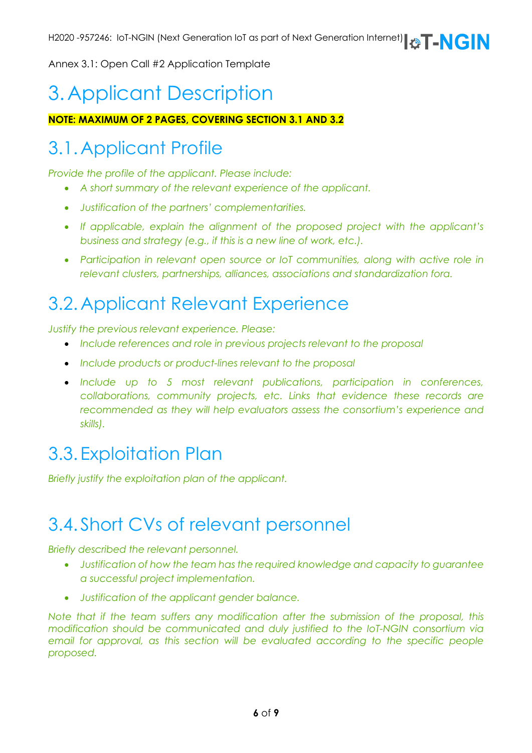# 3. Applicant Description

**NOTE: MAXIMUM OF 2 PAGES, COVERING SECTION 3.1 AND 3.2**

## 3.1. Applicant Profile

*Provide the profile of the applicant. Please include:*

- *A short summary of the relevant experience of the applicant.*
- *Justification of the partners' complementarities.*
- *If applicable, explain the alignment of the proposed project with the applicant's business and strategy (e.g., if this is a new line of work, etc.).*
- *Participation in relevant open source or IoT communities, along with active role in relevant clusters, partnerships, alliances, associations and standardization fora.*

## 3.2. Applicant Relevant Experience

*Justify the previous relevant experience. Please:*

- *Include references and role in previous projects relevant to the proposal*
- *Include products or product-lines relevant to the proposal*
- *Include up to 5 most relevant publications, participation in conferences, collaborations, community projects, etc. Links that evidence these records are recommended as they will help evaluators assess the consortium's experience and skills).*

## 3.3. Exploitation Plan

*Briefly justify the exploitation plan of the applicant.*

## 3.4. Short CVs of relevant personnel

*Briefly described the relevant personnel.*

- *Justification of how the team has the required knowledge and capacity to guarantee a successful project implementation.*
- *Justification of the applicant gender balance.*

*Note that if the team suffers any modification after the submission of the proposal, this modification should be communicated and duly justified to the IoT-NGIN consortium via email for approval, as this section will be evaluated according to the specific people proposed.*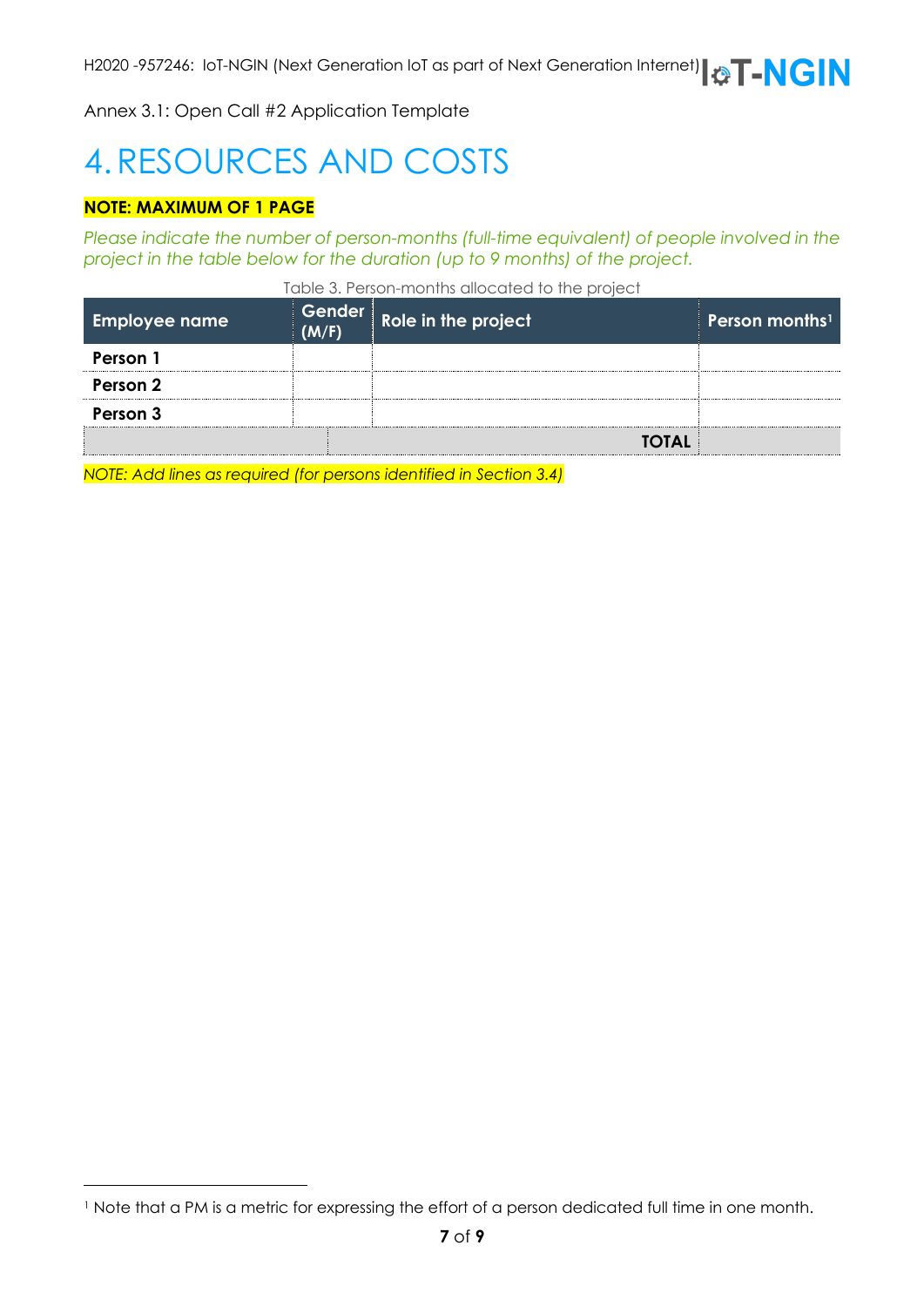# 4. RESOURCES AND COSTS

**NOTE: MAXIMUM OF 1 PAGE**

*Please indicate the number of person-months (full-time equivalent) of people involved in the project in the table below for the duration (up to 9 months) of the project.*

Table 3. Person-months allocated to the project

| Employee name | Gender (M/F) | Role in the project | Person months[1] |
|---|---|---|---|
| **Person 1** | | | |
| **Person 2** | | | |
| **Person 3** | | | |
| | | **TOTAL** | |

*NOTE: Add lines as required (for persons identified in Section 3.4)*

[1] Note that a PM is a metric for expressing the effort of a person dedicated full time in one month.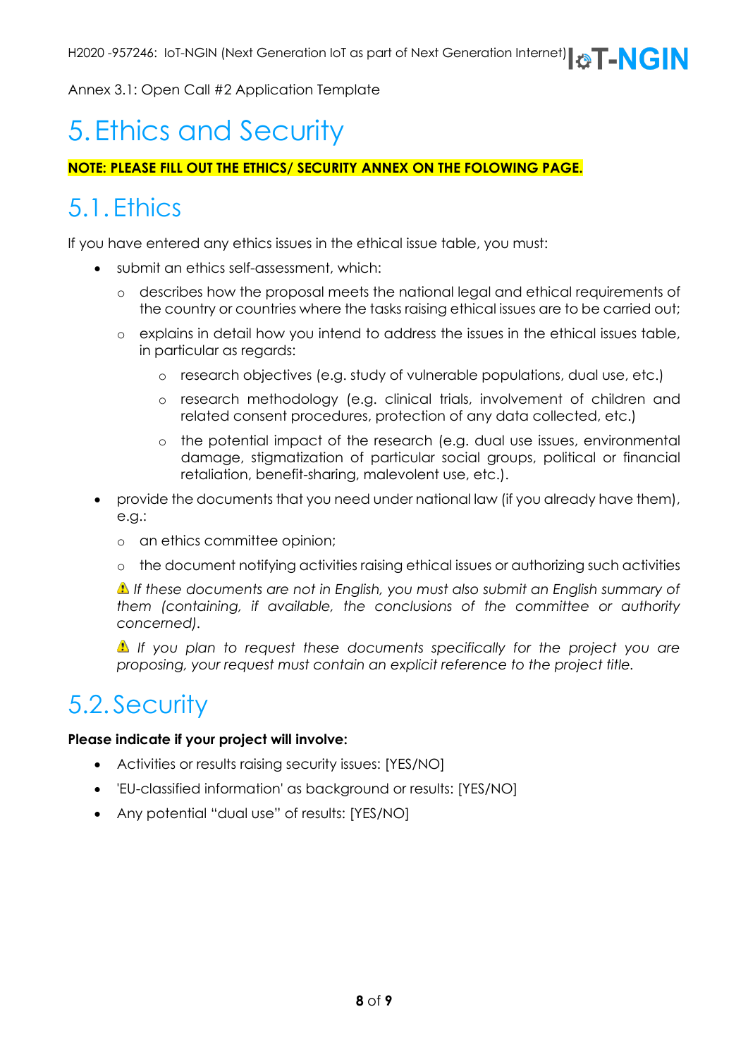# 5. Ethics and Security

**NOTE: PLEASE FILL OUT THE ETHICS/ SECURITY ANNEX ON THE FOLOWING PAGE.**

## 5.1. Ethics

If you have entered any ethics issues in the ethical issue table, you must:

- submit an ethics self-assessment, which:
  - describes how the proposal meets the national legal and ethical requirements of the country or countries where the tasks raising ethical issues are to be carried out;
  - explains in detail how you intend to address the issues in the ethical issues table, in particular as regards:
    - research objectives (e.g. study of vulnerable populations, dual use, etc.)
    - research methodology (e.g. clinical trials, involvement of children and related consent procedures, protection of any data collected, etc.)
    - the potential impact of the research (e.g. dual use issues, environmental damage, stigmatization of particular social groups, political or financial retaliation, benefit-sharing, malevolent use, etc.).
- provide the documents that you need under national law (if you already have them), e.g.:
  - an ethics committee opinion;
  - the document notifying activities raising ethical issues or authorizing such activities

  ⚠ *If these documents are not in English, you must also submit an English summary of them (containing, if available, the conclusions of the committee or authority concerned).*

  ⚠ *If you plan to request these documents specifically for the project you are proposing, your request must contain an explicit reference to the project title.*

## 5.2. Security

**Please indicate if your project will involve:**

- Activities or results raising security issues: [YES/NO]
- 'EU-classified information' as background or results: [YES/NO]
- Any potential “dual use” of results: [YES/NO]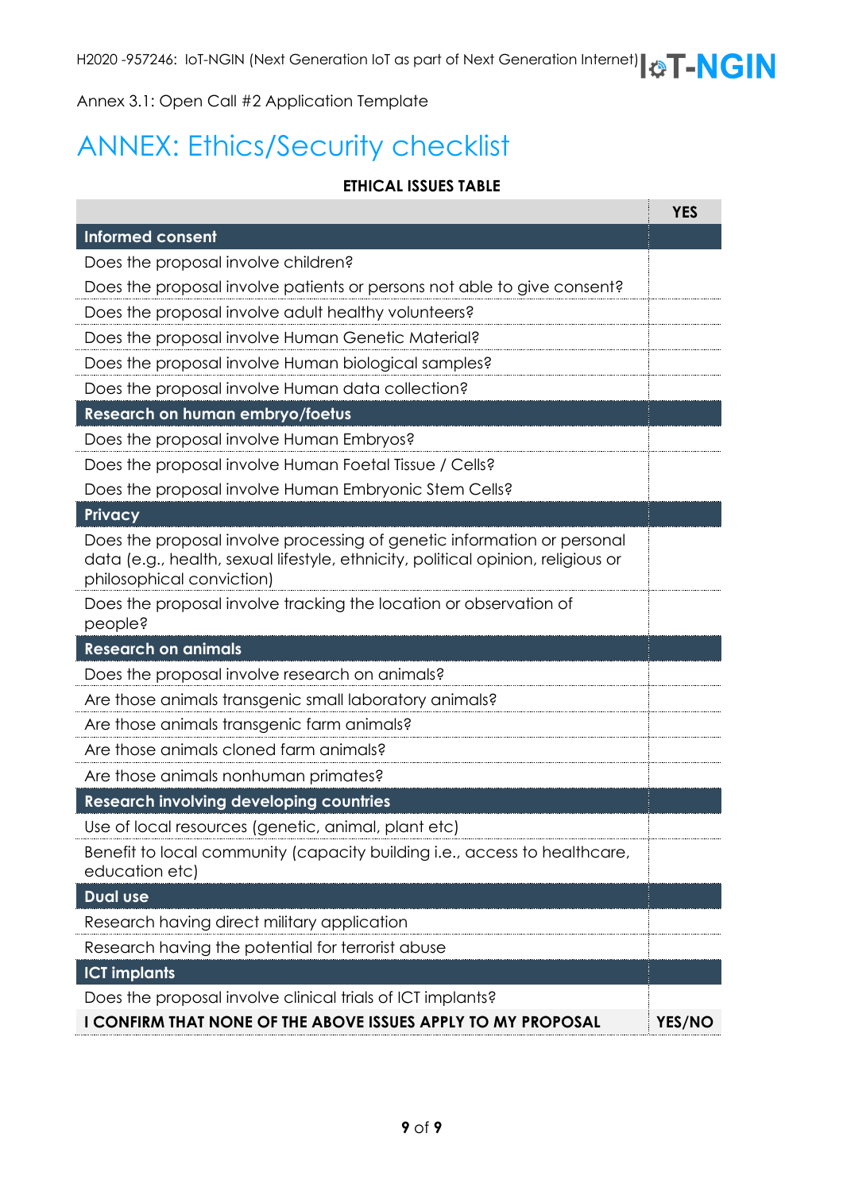Annex 3.1: Open Call #2 Application Template

# ANNEX: Ethics/Security checklist

**ETHICAL ISSUES TABLE**

| | YES |
|---|---|
| **Informed consent** | |
| Does the proposal involve children? | |
| Does the proposal involve patients or persons not able to give consent? | |
| Does the proposal involve adult healthy volunteers? | |
| Does the proposal involve Human Genetic Material? | |
| Does the proposal involve Human biological samples? | |
| Does the proposal involve Human data collection? | |
| **Research on human embryo/foetus** | |
| Does the proposal involve Human Embryos? | |
| Does the proposal involve Human Foetal Tissue / Cells? | |
| Does the proposal involve Human Embryonic Stem Cells? | |
| **Privacy** | |
| Does the proposal involve processing of genetic information or personal data (e.g., health, sexual lifestyle, ethnicity, political opinion, religious or philosophical conviction) | |
| Does the proposal involve tracking the location or observation of people? | |
| **Research on animals** | |
| Does the proposal involve research on animals? | |
| Are those animals transgenic small laboratory animals? | |
| Are those animals transgenic farm animals? | |
| Are those animals cloned farm animals? | |
| Are those animals nonhuman primates? | |
| **Research involving developing countries** | |
| Use of local resources (genetic, animal, plant etc) | |
| Benefit to local community (capacity building i.e., access to healthcare, education etc) | |
| **Dual use** | |
| Research having direct military application | |
| Research having the potential for terrorist abuse | |
| **ICT implants** | |
| Does the proposal involve clinical trials of ICT implants? | |
| **I CONFIRM THAT NONE OF THE ABOVE ISSUES APPLY TO MY PROPOSAL** | **YES/NO** |